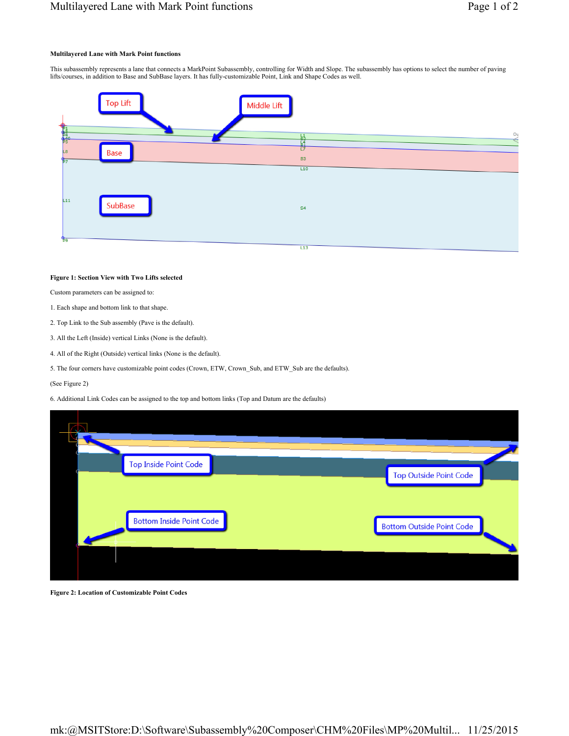### Multilayered Lane with Mark Point functions

This subassembly represents a lane that connects a MarkPoint Subassembly, controlling for Width and Slope. The subassembly has options to select the number of paving lifts/courses, in addition to Base and SubBase layers. It has fully-customizable Point, Link and Shape Codes as well.

**Figure 1: Section View with Two Lifts selected**

Custom parameters can be assigned to:

1. Each shape and bottom link to that shape.

2. Top Link to the Sub assembly (Pave is the default).

3. All the Left (Inside) vertical Links (None is the default).

4. All of the Right (Outside) vertical links (None is the default).

5. The four corners have customizable point codes (Crown, ETW, Crown_Sub, and ETW_Sub are the defaults).

(See Figure 2)

6. Additional Link Codes can be assigned to the top and bottom links (Top and Datum are the defaults)

**Figure 2: Location of Customizable Point Codes**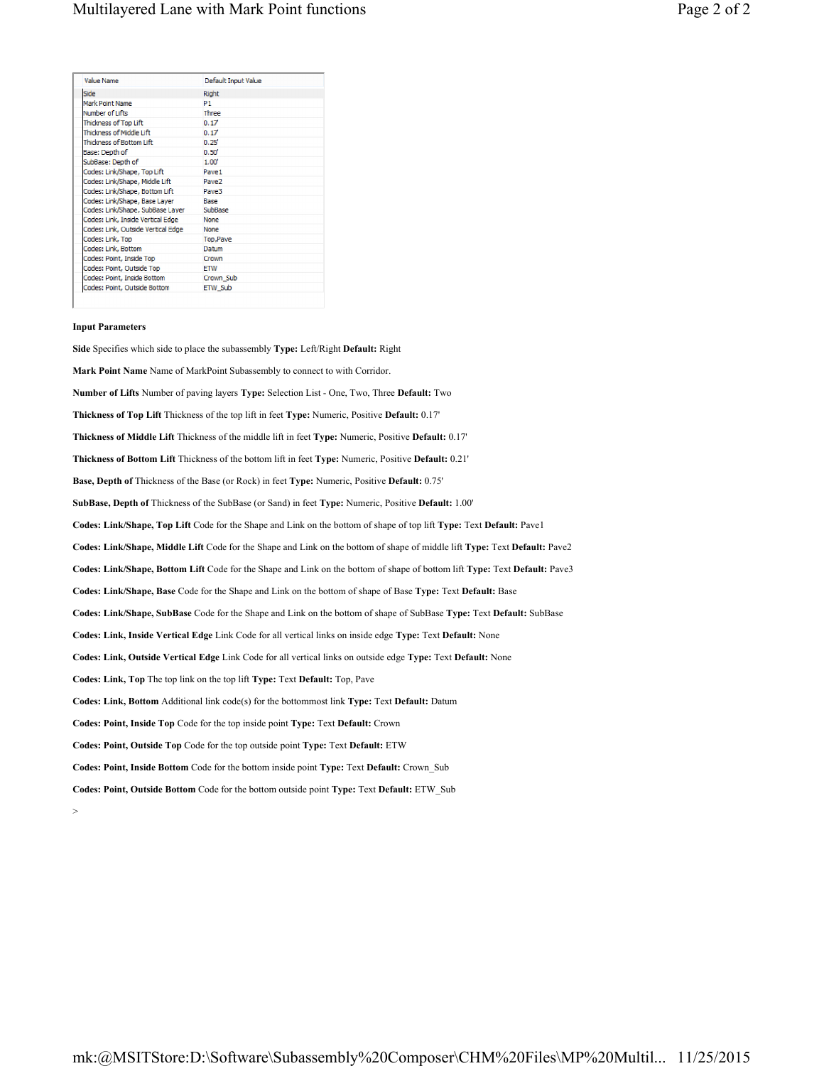| Value Name | Default Input Value |
|---|---|
| Side | Right |
| Mark Point Name | P1 |
| Number of Lifts | Three |
| Thickness of Top Lift | 0.17' |
| Thickness of Middle Lift | 0.17' |
| Thickness of Bottom Lift | 0.25' |
| Base: Depth of | 0.50' |
| SubBase: Depth of | 1.00' |
| Codes: Link/Shape, Top Lift | Pave1 |
| Codes: Link/Shape, Middle Lift | Pave2 |
| Codes: Link/Shape, Bottom Lift | Pave3 |
| Codes: Link/Shape, Base Layer | Base |
| Codes: Link/Shape, SubBase Layer | SubBase |
| Codes: Link, Inside Vertical Edge | None |
| Codes: Link, Outside Vertical Edge | None |
| Codes: Link, Top | Top,Pave |
| Codes: Link, Bottom | Datum |
| Codes: Point, Inside Top | Crown |
| Codes: Point, Outside Top | ETW |
| Codes: Point, Inside Bottom | Crown_Sub |
| Codes: Point, Outside Bottom | ETW_Sub |

**Input Parameters**

**Side** Specifies which side to place the subassembly **Type:** Left/Right **Default:** Right

**Mark Point Name** Name of MarkPoint Subassembly to connect to with Corridor.

**Number of Lifts** Number of paving layers **Type:** Selection List - One, Two, Three **Default:** Two

**Thickness of Top Lift** Thickness of the top lift in feet **Type:** Numeric, Positive **Default:** 0.17'

**Thickness of Middle Lift** Thickness of the middle lift in feet **Type:** Numeric, Positive **Default:** 0.17'

**Thickness of Bottom Lift** Thickness of the bottom lift in feet **Type:** Numeric, Positive **Default:** 0.21'

**Base, Depth of** Thickness of the Base (or Rock) in feet **Type:** Numeric, Positive **Default:** 0.75'

**SubBase, Depth of** Thickness of the SubBase (or Sand) in feet **Type:** Numeric, Positive **Default:** 1.00'

**Codes: Link/Shape, Top Lift** Code for the Shape and Link on the bottom of shape of top lift **Type:** Text **Default:** Pave1

**Codes: Link/Shape, Middle Lift** Code for the Shape and Link on the bottom of shape of middle lift **Type:** Text **Default:** Pave2

**Codes: Link/Shape, Bottom Lift** Code for the Shape and Link on the bottom of shape of bottom lift **Type:** Text **Default:** Pave3

**Codes: Link/Shape, Base** Code for the Shape and Link on the bottom of shape of Base **Type:** Text **Default:** Base

**Codes: Link/Shape, SubBase** Code for the Shape and Link on the bottom of shape of SubBase **Type:** Text **Default:** SubBase

**Codes: Link, Inside Vertical Edge** Link Code for all vertical links on inside edge **Type:** Text **Default:** None

**Codes: Link, Outside Vertical Edge** Link Code for all vertical links on outside edge **Type:** Text **Default:** None

**Codes: Link, Top** The top link on the top lift **Type:** Text **Default:** Top, Pave

**Codes: Link, Bottom** Additional link code(s) for the bottommost link **Type:** Text **Default:** Datum

**Codes: Point, Inside Top** Code for the top inside point **Type:** Text **Default:** Crown

**Codes: Point, Outside Top** Code for the top outside point **Type:** Text **Default:** ETW

**Codes: Point, Inside Bottom** Code for the bottom inside point **Type:** Text **Default:** Crown_Sub

**Codes: Point, Outside Bottom** Code for the bottom outside point **Type:** Text **Default:** ETW_Sub

>